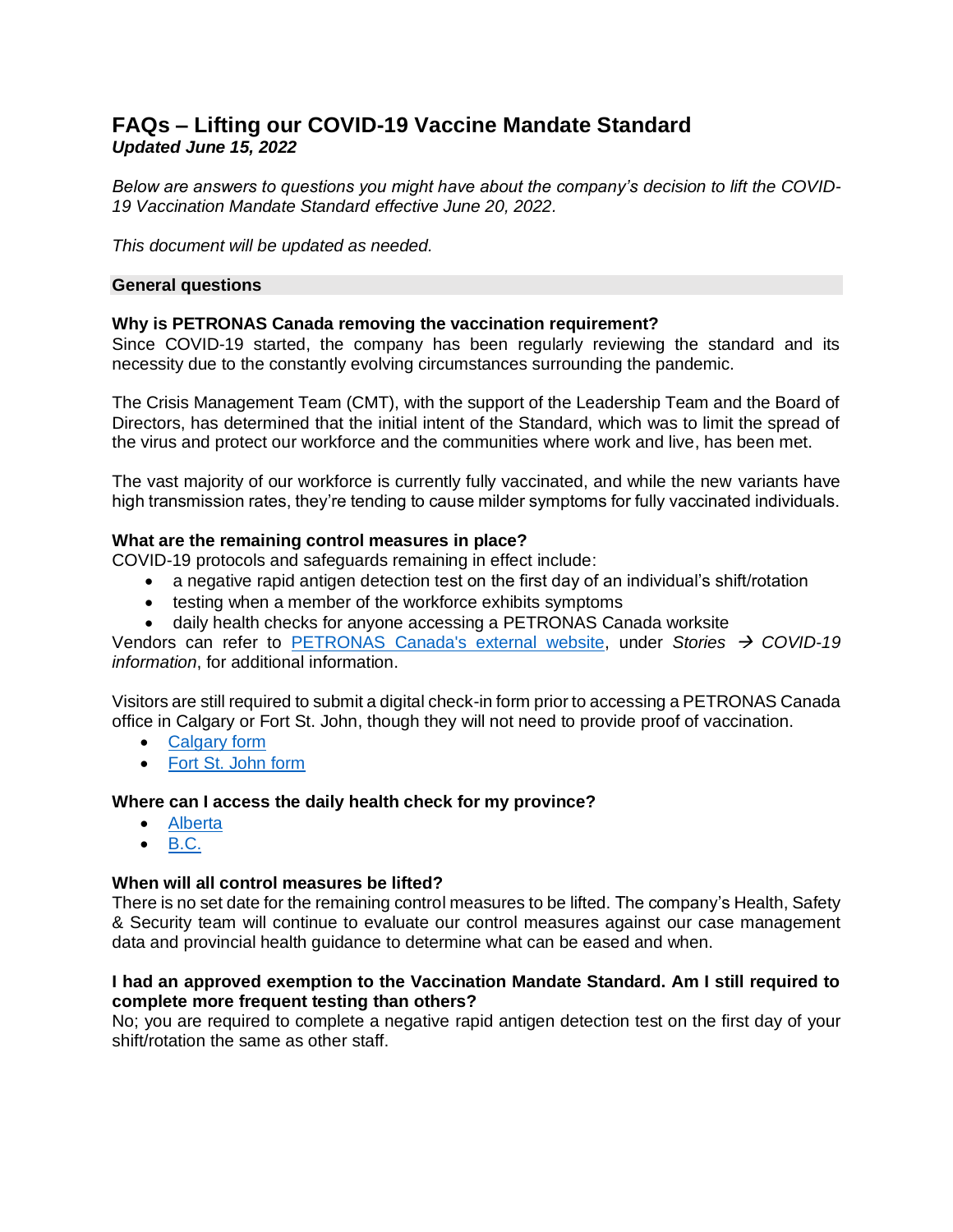# FAQs – Lifting our COVID-19 Vaccine Mandate Standard

***Updated June 15, 2022***

*Below are answers to questions you might have about the company's decision to lift the COVID-19 Vaccination Mandate Standard effective June 20, 2022.*

*This document will be updated as needed.*

## General questions

### Why is PETRONAS Canada removing the vaccination requirement?

Since COVID-19 started, the company has been regularly reviewing the standard and its necessity due to the constantly evolving circumstances surrounding the pandemic.

The Crisis Management Team (CMT), with the support of the Leadership Team and the Board of Directors, has determined that the initial intent of the Standard, which was to limit the spread of the virus and protect our workforce and the communities where work and live, has been met.

The vast majority of our workforce is currently fully vaccinated, and while the new variants have high transmission rates, they're tending to cause milder symptoms for fully vaccinated individuals.

### What are the remaining control measures in place?

COVID-19 protocols and safeguards remaining in effect include:

- a negative rapid antigen detection test on the first day of an individual's shift/rotation
- testing when a member of the workforce exhibits symptoms
- daily health checks for anyone accessing a PETRONAS Canada worksite

Vendors can refer to PETRONAS Canada's external website, under *Stories → COVID-19 information*, for additional information.

Visitors are still required to submit a digital check-in form prior to accessing a PETRONAS Canada office in Calgary or Fort St. John, though they will not need to provide proof of vaccination.

- Calgary form
- Fort St. John form

### Where can I access the daily health check for my province?

- Alberta
- B.C.

### When will all control measures be lifted?

There is no set date for the remaining control measures to be lifted. The company's Health, Safety & Security team will continue to evaluate our control measures against our case management data and provincial health guidance to determine what can be eased and when.

### I had an approved exemption to the Vaccination Mandate Standard. Am I still required to complete more frequent testing than others?

No; you are required to complete a negative rapid antigen detection test on the first day of your shift/rotation the same as other staff.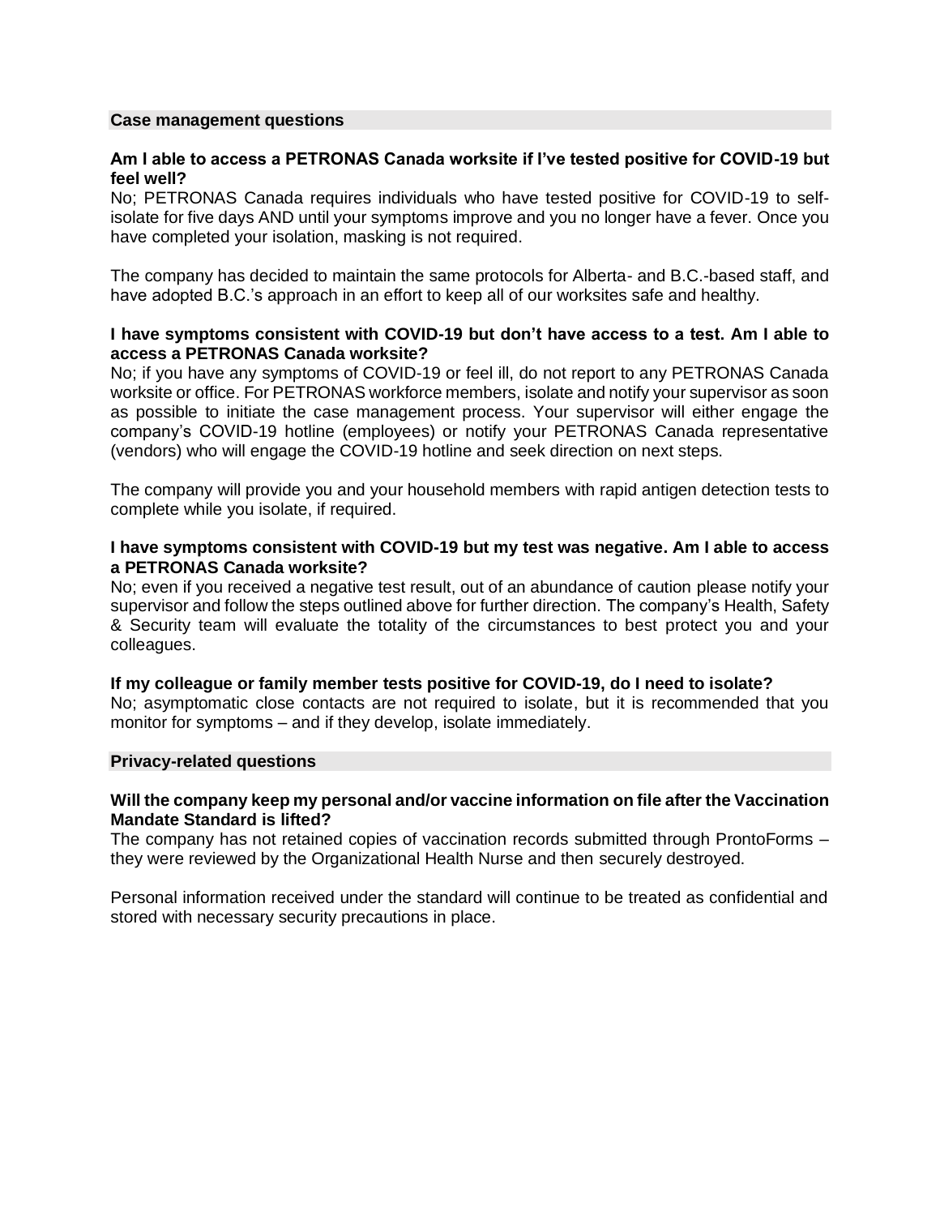## Case management questions

**Am I able to access a PETRONAS Canada worksite if I've tested positive for COVID-19 but feel well?**

No; PETRONAS Canada requires individuals who have tested positive for COVID-19 to self-isolate for five days AND until your symptoms improve and you no longer have a fever. Once you have completed your isolation, masking is not required.

The company has decided to maintain the same protocols for Alberta- and B.C.-based staff, and have adopted B.C.'s approach in an effort to keep all of our worksites safe and healthy.

**I have symptoms consistent with COVID-19 but don't have access to a test. Am I able to access a PETRONAS Canada worksite?**

No; if you have any symptoms of COVID-19 or feel ill, do not report to any PETRONAS Canada worksite or office. For PETRONAS workforce members, isolate and notify your supervisor as soon as possible to initiate the case management process. Your supervisor will either engage the company's COVID-19 hotline (employees) or notify your PETRONAS Canada representative (vendors) who will engage the COVID-19 hotline and seek direction on next steps.

The company will provide you and your household members with rapid antigen detection tests to complete while you isolate, if required.

**I have symptoms consistent with COVID-19 but my test was negative. Am I able to access a PETRONAS Canada worksite?**

No; even if you received a negative test result, out of an abundance of caution please notify your supervisor and follow the steps outlined above for further direction. The company's Health, Safety & Security team will evaluate the totality of the circumstances to best protect you and your colleagues.

**If my colleague or family member tests positive for COVID-19, do I need to isolate?**

No; asymptomatic close contacts are not required to isolate, but it is recommended that you monitor for symptoms – and if they develop, isolate immediately.

## Privacy-related questions

**Will the company keep my personal and/or vaccine information on file after the Vaccination Mandate Standard is lifted?**

The company has not retained copies of vaccination records submitted through ProntoForms – they were reviewed by the Organizational Health Nurse and then securely destroyed.

Personal information received under the standard will continue to be treated as confidential and stored with necessary security precautions in place.